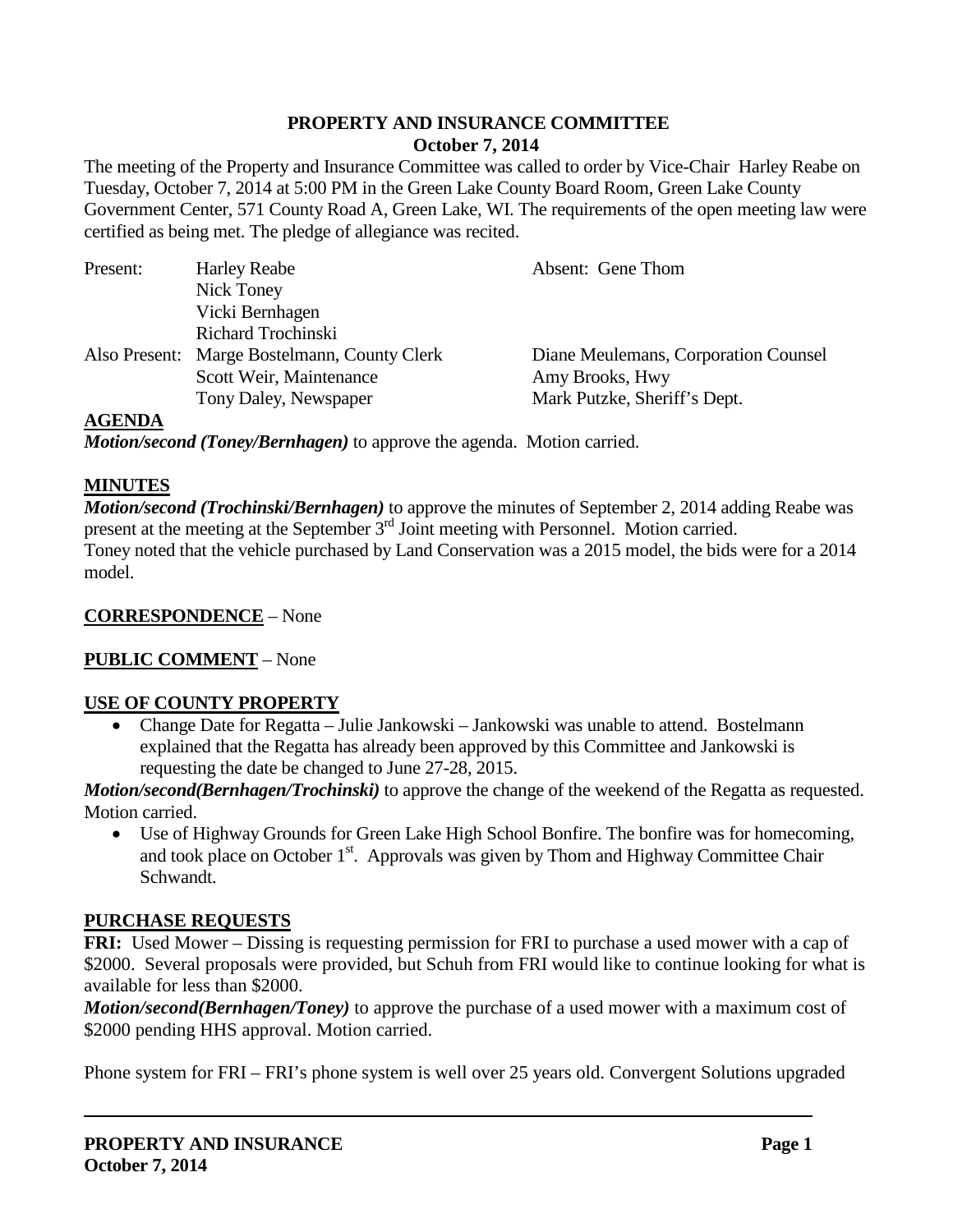# PROPERTY AND INSURANCE COMMITTEE

**October 7, 2014**

The meeting of the Property and Insurance Committee was called to order by Vice-Chair Harley Reabe on Tuesday, October 7, 2014 at 5:00 PM in the Green Lake County Board Room, Green Lake County Government Center, 571 County Road A, Green Lake, WI. The requirements of the open meeting law were certified as being met. The pledge of allegiance was recited.

| | | |
|---|---|---|
| Present: | Harley Reabe | Absent: Gene Thom |
| | Nick Toney | |
| | Vicki Bernhagen | |
| | Richard Trochinski | |
| Also Present: | Marge Bostelmann, County Clerk | Diane Meulemans, Corporation Counsel |
| | Scott Weir, Maintenance | Amy Brooks, Hwy |
| | Tony Daley, Newspaper | Mark Putzke, Sheriff's Dept. |

**AGENDA**

***Motion/second (Toney/Bernhagen)*** to approve the agenda. Motion carried.

**MINUTES**

***Motion/second (Trochinski/Bernhagen)*** to approve the minutes of September 2, 2014 adding Reabe was present at the meeting at the September 3rd Joint meeting with Personnel. Motion carried.
Toney noted that the vehicle purchased by Land Conservation was a 2015 model, the bids were for a 2014 model.

**CORRESPONDENCE** – None

**PUBLIC COMMENT** – None

**USE OF COUNTY PROPERTY**

- Change Date for Regatta – Julie Jankowski – Jankowski was unable to attend. Bostelmann explained that the Regatta has already been approved by this Committee and Jankowski is requesting the date be changed to June 27-28, 2015.

***Motion/second(Bernhagen/Trochinski)*** to approve the change of the weekend of the Regatta as requested. Motion carried.

- Use of Highway Grounds for Green Lake High School Bonfire. The bonfire was for homecoming, and took place on October 1st. Approvals was given by Thom and Highway Committee Chair Schwandt.

**PURCHASE REQUESTS**

**FRI:** Used Mower – Dissing is requesting permission for FRI to purchase a used mower with a cap of $2000. Several proposals were provided, but Schuh from FRI would like to continue looking for what is available for less than $2000.

***Motion/second(Bernhagen/Toney)*** to approve the purchase of a used mower with a maximum cost of $2000 pending HHS approval. Motion carried.

Phone system for FRI – FRI's phone system is well over 25 years old. Convergent Solutions upgraded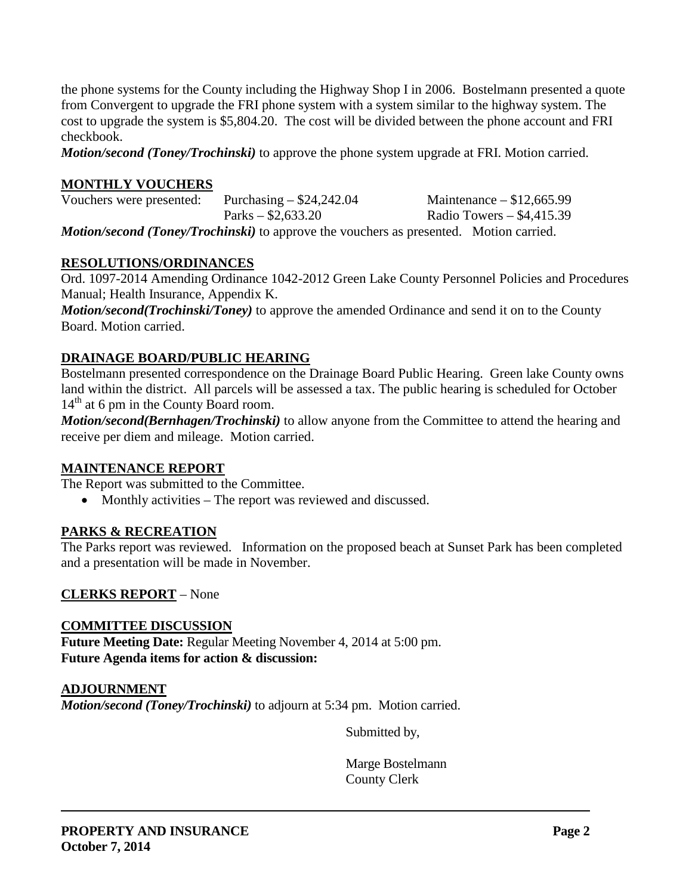the phone systems for the County including the Highway Shop I in 2006. Bostelmann presented a quote from Convergent to upgrade the FRI phone system with a system similar to the highway system. The cost to upgrade the system is $5,804.20. The cost will be divided between the phone account and FRI checkbook.

***Motion/second (Toney/Trochinski)*** to approve the phone system upgrade at FRI. Motion carried.

**MONTHLY VOUCHERS**

| | | |
|---|---|---|
| Vouchers were presented: | Purchasing – $24,242.04 | Maintenance – $12,665.99 |
| | Parks – $2,633.20 | Radio Towers – $4,415.39 |

***Motion/second (Toney/Trochinski)*** to approve the vouchers as presented. Motion carried.

**RESOLUTIONS/ORDINANCES**

Ord. 1097-2014 Amending Ordinance 1042-2012 Green Lake County Personnel Policies and Procedures Manual; Health Insurance, Appendix K.

***Motion/second(Trochinski/Toney)*** to approve the amended Ordinance and send it on to the County Board. Motion carried.

**DRAINAGE BOARD/PUBLIC HEARING**

Bostelmann presented correspondence on the Drainage Board Public Hearing. Green lake County owns land within the district. All parcels will be assessed a tax. The public hearing is scheduled for October 14th at 6 pm in the County Board room.

***Motion/second(Bernhagen/Trochinski)*** to allow anyone from the Committee to attend the hearing and receive per diem and mileage. Motion carried.

**MAINTENANCE REPORT**

The Report was submitted to the Committee.

- Monthly activities – The report was reviewed and discussed.

**PARKS & RECREATION**

The Parks report was reviewed. Information on the proposed beach at Sunset Park has been completed and a presentation will be made in November.

**CLERKS REPORT** – None

**COMMITTEE DISCUSSION**

**Future Meeting Date:** Regular Meeting November 4, 2014 at 5:00 pm.
**Future Agenda items for action & discussion:**

**ADJOURNMENT**

***Motion/second (Toney/Trochinski)*** to adjourn at 5:34 pm. Motion carried.

Submitted by,

Marge Bostelmann
County Clerk